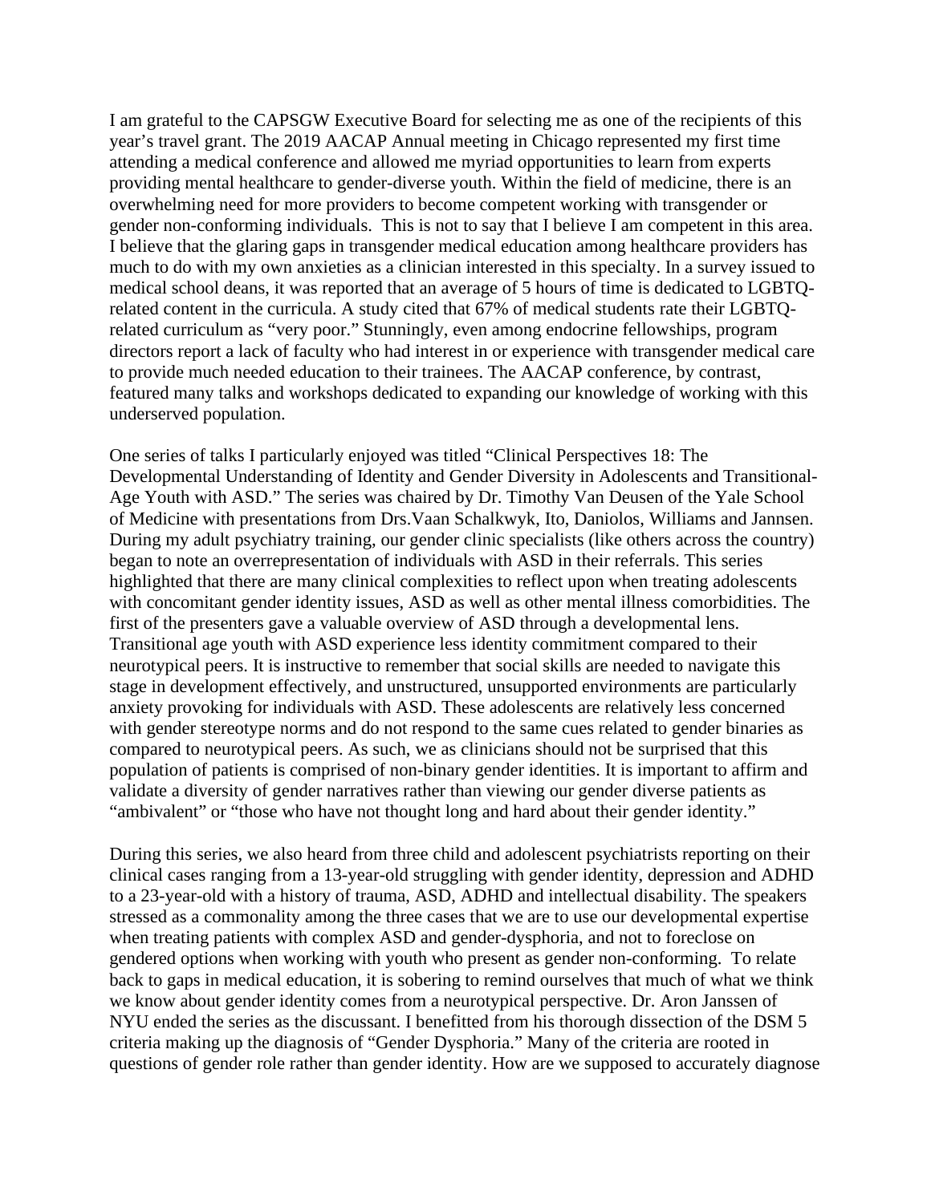I am grateful to the CAPSGW Executive Board for selecting me as one of the recipients of this year's travel grant. The 2019 AACAP Annual meeting in Chicago represented my first time attending a medical conference and allowed me myriad opportunities to learn from experts providing mental healthcare to gender-diverse youth. Within the field of medicine, there is an overwhelming need for more providers to become competent working with transgender or gender non-conforming individuals. This is not to say that I believe I am competent in this area. I believe that the glaring gaps in transgender medical education among healthcare providers has much to do with my own anxieties as a clinician interested in this specialty. In a survey issued to medical school deans, it was reported that an average of 5 hours of time is dedicated to LGBTQ-related content in the curricula. A study cited that 67% of medical students rate their LGBTQ-related curriculum as "very poor." Stunningly, even among endocrine fellowships, program directors report a lack of faculty who had interest in or experience with transgender medical care to provide much needed education to their trainees. The AACAP conference, by contrast, featured many talks and workshops dedicated to expanding our knowledge of working with this underserved population.

One series of talks I particularly enjoyed was titled "Clinical Perspectives 18: The Developmental Understanding of Identity and Gender Diversity in Adolescents and Transitional-Age Youth with ASD." The series was chaired by Dr. Timothy Van Deusen of the Yale School of Medicine with presentations from Drs.Vaan Schalkwyk, Ito, Daniolos, Williams and Jannsen. During my adult psychiatry training, our gender clinic specialists (like others across the country) began to note an overrepresentation of individuals with ASD in their referrals. This series highlighted that there are many clinical complexities to reflect upon when treating adolescents with concomitant gender identity issues, ASD as well as other mental illness comorbidities. The first of the presenters gave a valuable overview of ASD through a developmental lens. Transitional age youth with ASD experience less identity commitment compared to their neurotypical peers. It is instructive to remember that social skills are needed to navigate this stage in development effectively, and unstructured, unsupported environments are particularly anxiety provoking for individuals with ASD. These adolescents are relatively less concerned with gender stereotype norms and do not respond to the same cues related to gender binaries as compared to neurotypical peers. As such, we as clinicians should not be surprised that this population of patients is comprised of non-binary gender identities. It is important to affirm and validate a diversity of gender narratives rather than viewing our gender diverse patients as "ambivalent" or "those who have not thought long and hard about their gender identity."

During this series, we also heard from three child and adolescent psychiatrists reporting on their clinical cases ranging from a 13-year-old struggling with gender identity, depression and ADHD to a 23-year-old with a history of trauma, ASD, ADHD and intellectual disability. The speakers stressed as a commonality among the three cases that we are to use our developmental expertise when treating patients with complex ASD and gender-dysphoria, and not to foreclose on gendered options when working with youth who present as gender non-conforming. To relate back to gaps in medical education, it is sobering to remind ourselves that much of what we think we know about gender identity comes from a neurotypical perspective. Dr. Aron Janssen of NYU ended the series as the discussant. I benefitted from his thorough dissection of the DSM 5 criteria making up the diagnosis of "Gender Dysphoria." Many of the criteria are rooted in questions of gender role rather than gender identity. How are we supposed to accurately diagnose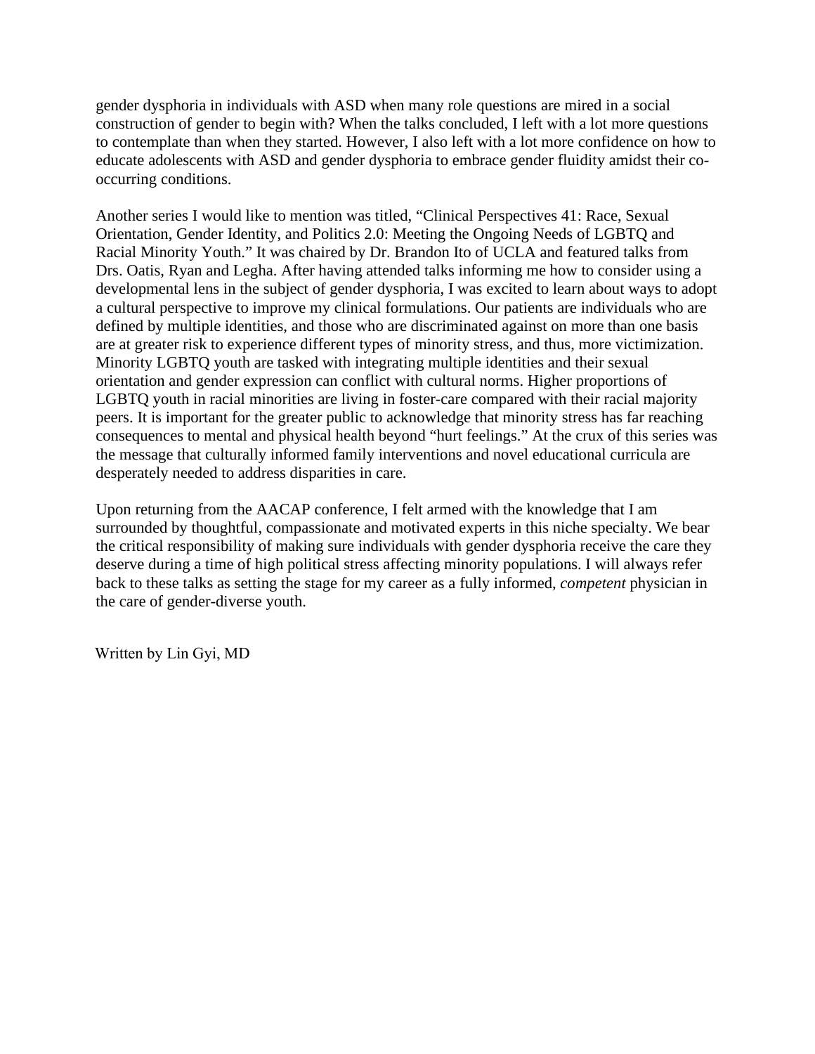gender dysphoria in individuals with ASD when many role questions are mired in a social construction of gender to begin with? When the talks concluded, I left with a lot more questions to contemplate than when they started. However, I also left with a lot more confidence on how to educate adolescents with ASD and gender dysphoria to embrace gender fluidity amidst their co-occurring conditions.

Another series I would like to mention was titled, "Clinical Perspectives 41: Race, Sexual Orientation, Gender Identity, and Politics 2.0: Meeting the Ongoing Needs of LGBTQ and Racial Minority Youth." It was chaired by Dr. Brandon Ito of UCLA and featured talks from Drs. Oatis, Ryan and Legha. After having attended talks informing me how to consider using a developmental lens in the subject of gender dysphoria, I was excited to learn about ways to adopt a cultural perspective to improve my clinical formulations. Our patients are individuals who are defined by multiple identities, and those who are discriminated against on more than one basis are at greater risk to experience different types of minority stress, and thus, more victimization. Minority LGBTQ youth are tasked with integrating multiple identities and their sexual orientation and gender expression can conflict with cultural norms. Higher proportions of LGBTQ youth in racial minorities are living in foster-care compared with their racial majority peers. It is important for the greater public to acknowledge that minority stress has far reaching consequences to mental and physical health beyond "hurt feelings." At the crux of this series was the message that culturally informed family interventions and novel educational curricula are desperately needed to address disparities in care.

Upon returning from the AACAP conference, I felt armed with the knowledge that I am surrounded by thoughtful, compassionate and motivated experts in this niche specialty. We bear the critical responsibility of making sure individuals with gender dysphoria receive the care they deserve during a time of high political stress affecting minority populations. I will always refer back to these talks as setting the stage for my career as a fully informed, *competent* physician in the care of gender-diverse youth.

Written by Lin Gyi, MD